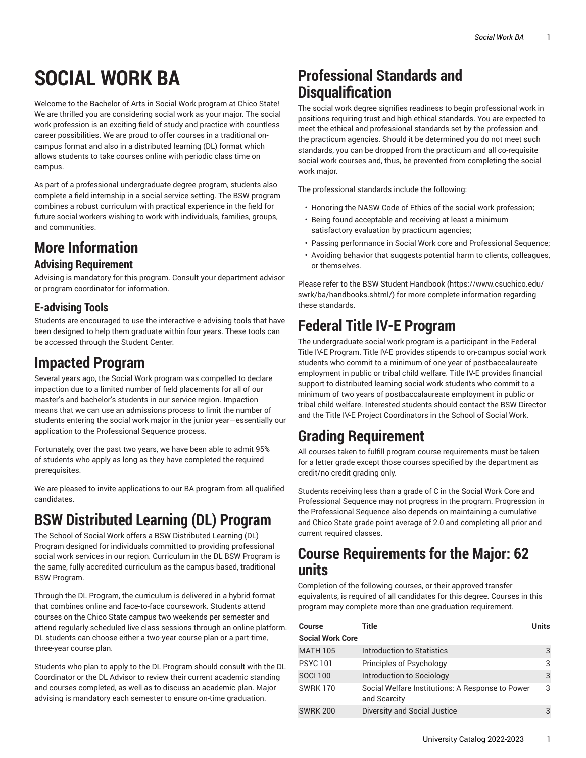# SOCIAL WORK BA

Welcome to the Bachelor of Arts in Social Work program at Chico State! We are thrilled you are considering social work as your major. The social work profession is an exciting field of study and practice with countless career possibilities. We are proud to offer courses in a traditional on-campus format and also in a distributed learning (DL) format which allows students to take courses online with periodic class time on campus.

As part of a professional undergraduate degree program, students also complete a field internship in a social service setting. The BSW program combines a robust curriculum with practical experience in the field for future social workers wishing to work with individuals, families, groups, and communities.

## More Information

### Advising Requirement

Advising is mandatory for this program. Consult your department advisor or program coordinator for information.

### E-advising Tools

Students are encouraged to use the interactive e-advising tools that have been designed to help them graduate within four years. These tools can be accessed through the Student Center.

## Impacted Program

Several years ago, the Social Work program was compelled to declare impaction due to a limited number of field placements for all of our master's and bachelor's students in our service region. Impaction means that we can use an admissions process to limit the number of students entering the social work major in the junior year—essentially our application to the Professional Sequence process.

Fortunately, over the past two years, we have been able to admit 95% of students who apply as long as they have completed the required prerequisites.

We are pleased to invite applications to our BA program from all qualified candidates.

## BSW Distributed Learning (DL) Program

The School of Social Work offers a BSW Distributed Learning (DL) Program designed for individuals committed to providing professional social work services in our region. Curriculum in the DL BSW Program is the same, fully-accredited curriculum as the campus-based, traditional BSW Program.

Through the DL Program, the curriculum is delivered in a hybrid format that combines online and face-to-face coursework. Students attend courses on the Chico State campus two weekends per semester and attend regularly scheduled live class sessions through an online platform. DL students can choose either a two-year course plan or a part-time, three-year course plan.

Students who plan to apply to the DL Program should consult with the DL Coordinator or the DL Advisor to review their current academic standing and courses completed, as well as to discuss an academic plan. Major advising is mandatory each semester to ensure on-time graduation.

## Professional Standards and Disqualification

The social work degree signifies readiness to begin professional work in positions requiring trust and high ethical standards. You are expected to meet the ethical and professional standards set by the profession and the practicum agencies. Should it be determined you do not meet such standards, you can be dropped from the practicum and all co-requisite social work courses and, thus, be prevented from completing the social work major.

The professional standards include the following:

- Honoring the NASW Code of Ethics of the social work profession;
- Being found acceptable and receiving at least a minimum satisfactory evaluation by practicum agencies;
- Passing performance in Social Work core and Professional Sequence;
- Avoiding behavior that suggests potential harm to clients, colleagues, or themselves.

Please refer to the BSW Student Handbook (https://www.csuchico.edu/swrk/ba/handbooks.shtml/) for more complete information regarding these standards.

## Federal Title IV-E Program

The undergraduate social work program is a participant in the Federal Title IV-E Program. Title IV-E provides stipends to on-campus social work students who commit to a minimum of one year of postbaccalaureate employment in public or tribal child welfare. Title IV-E provides financial support to distributed learning social work students who commit to a minimum of two years of postbaccalaureate employment in public or tribal child welfare. Interested students should contact the BSW Director and the Title IV-E Project Coordinators in the School of Social Work.

## Grading Requirement

All courses taken to fulfill program course requirements must be taken for a letter grade except those courses specified by the department as credit/no credit grading only.

Students receiving less than a grade of C in the Social Work Core and Professional Sequence may not progress in the program. Progression in the Professional Sequence also depends on maintaining a cumulative and Chico State grade point average of 2.0 and completing all prior and current required classes.

## Course Requirements for the Major: 62 units

Completion of the following courses, or their approved transfer equivalents, is required of all candidates for this degree. Courses in this program may complete more than one graduation requirement.

| Course | Title | Units |
|---|---|---|
| **Social Work Core** | | |
| MATH 105 | Introduction to Statistics | 3 |
| PSYC 101 | Principles of Psychology | 3 |
| SOCI 100 | Introduction to Sociology | 3 |
| SWRK 170 | Social Welfare Institutions: A Response to Power and Scarcity | 3 |
| SWRK 200 | Diversity and Social Justice | 3 |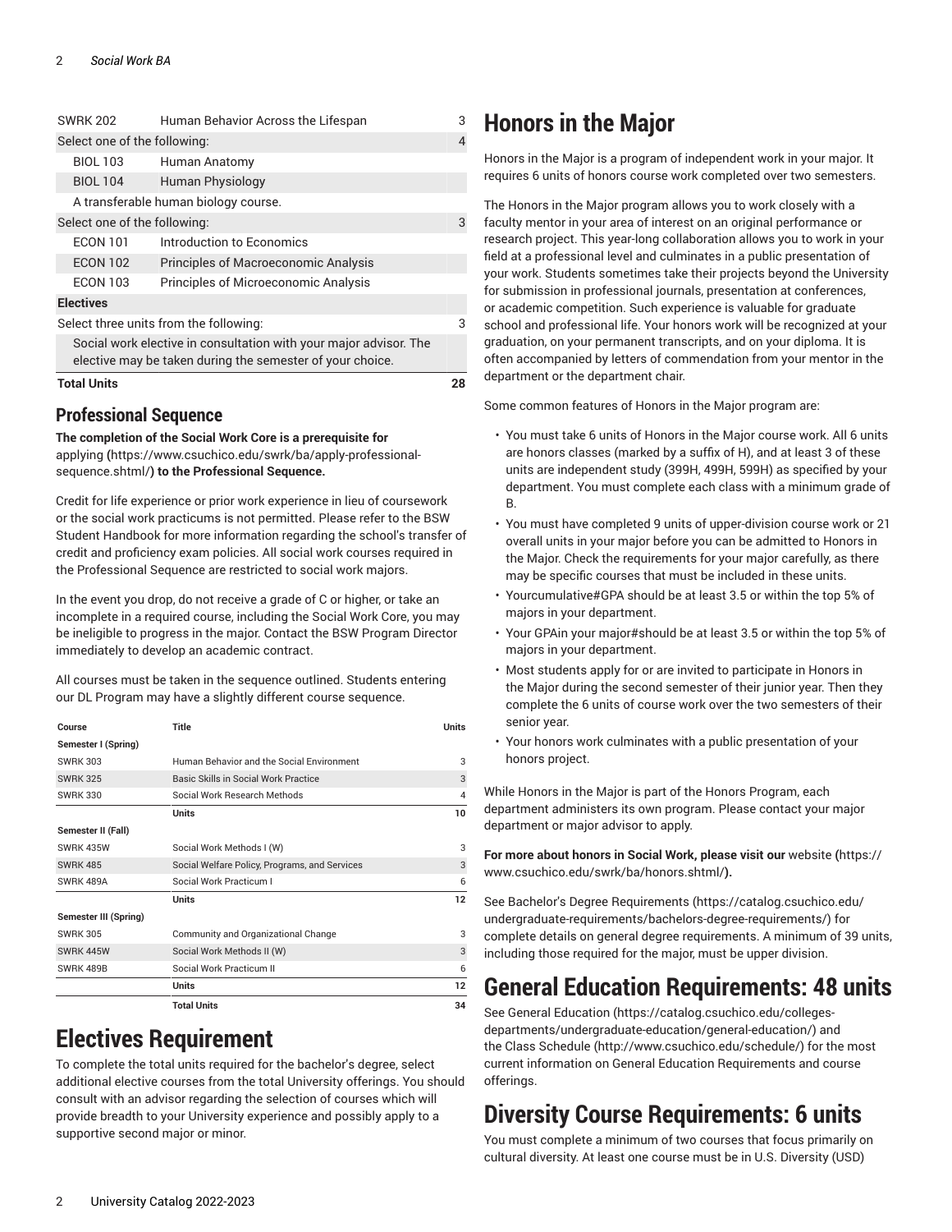| | | |
|---|---|---|
| SWRK 202 | Human Behavior Across the Lifespan | 3 |
| Select one of the following: | | 4 |
| BIOL 103 | Human Anatomy | |
| BIOL 104 | Human Physiology | |
| A transferable human biology course. | | |
| Select one of the following: | | 3 |
| ECON 101 | Introduction to Economics | |
| ECON 102 | Principles of Macroeconomic Analysis | |
| ECON 103 | Principles of Microeconomic Analysis | |
| **Electives** | | |
| Select three units from the following: | | 3 |
| Social work elective in consultation with your major advisor. The elective may be taken during the semester of your choice. | | |
| **Total Units** | | **28** |

### Professional Sequence

**The completion of the Social Work Core is a prerequisite for** applying **(**https://www.csuchico.edu/swrk/ba/apply-professional-sequence.shtml/**) to the Professional Sequence.**

Credit for life experience or prior work experience in lieu of coursework or the social work practicums is not permitted. Please refer to the BSW Student Handbook for more information regarding the school's transfer of credit and proficiency exam policies. All social work courses required in the Professional Sequence are restricted to social work majors.

In the event you drop, do not receive a grade of C or higher, or take an incomplete in a required course, including the Social Work Core, you may be ineligible to progress in the major. Contact the BSW Program Director immediately to develop an academic contract.

All courses must be taken in the sequence outlined. Students entering our DL Program may have a slightly different course sequence.

| Course | Title | Units |
|---|---|---|
| **Semester I (Spring)** | | |
| SWRK 303 | Human Behavior and the Social Environment | 3 |
| SWRK 325 | Basic Skills in Social Work Practice | 3 |
| SWRK 330 | Social Work Research Methods | 4 |
| | **Units** | **10** |
| **Semester II (Fall)** | | |
| SWRK 435W | Social Work Methods I (W) | 3 |
| SWRK 485 | Social Welfare Policy, Programs, and Services | 3 |
| SWRK 489A | Social Work Practicum I | 6 |
| | **Units** | **12** |
| **Semester III (Spring)** | | |
| SWRK 305 | Community and Organizational Change | 3 |
| SWRK 445W | Social Work Methods II (W) | 3 |
| SWRK 489B | Social Work Practicum II | 6 |
| | **Units** | **12** |
| | **Total Units** | **34** |

# Electives Requirement

To complete the total units required for the bachelor's degree, select additional elective courses from the total University offerings. You should consult with an advisor regarding the selection of courses which will provide breadth to your University experience and possibly apply to a supportive second major or minor.

# Honors in the Major

Honors in the Major is a program of independent work in your major. It requires 6 units of honors course work completed over two semesters.

The Honors in the Major program allows you to work closely with a faculty mentor in your area of interest on an original performance or research project. This year-long collaboration allows you to work in your field at a professional level and culminates in a public presentation of your work. Students sometimes take their projects beyond the University for submission in professional journals, presentation at conferences, or academic competition. Such experience is valuable for graduate school and professional life. Your honors work will be recognized at your graduation, on your permanent transcripts, and on your diploma. It is often accompanied by letters of commendation from your mentor in the department or the department chair.

Some common features of Honors in the Major program are:

- You must take 6 units of Honors in the Major course work. All 6 units are honors classes (marked by a suffix of H), and at least 3 of these units are independent study (399H, 499H, 599H) as specified by your department. You must complete each class with a minimum grade of B.
- You must have completed 9 units of upper-division course work or 21 overall units in your major before you can be admitted to Honors in the Major. Check the requirements for your major carefully, as there may be specific courses that must be included in these units.
- Yourcumulative#GPA should be at least 3.5 or within the top 5% of majors in your department.
- Your GPAin your major#should be at least 3.5 or within the top 5% of majors in your department.
- Most students apply for or are invited to participate in Honors in the Major during the second semester of their junior year. Then they complete the 6 units of course work over the two semesters of their senior year.
- Your honors work culminates with a public presentation of your honors project.

While Honors in the Major is part of the Honors Program, each department administers its own program. Please contact your major department or major advisor to apply.

**For more about honors in Social Work, please visit our** website **(**https://www.csuchico.edu/swrk/ba/honors.shtml/**).**

See Bachelor's Degree Requirements (https://catalog.csuchico.edu/undergraduate-requirements/bachelors-degree-requirements/) for complete details on general degree requirements. A minimum of 39 units, including those required for the major, must be upper division.

# General Education Requirements: 48 units

See General Education (https://catalog.csuchico.edu/colleges-departments/undergraduate-education/general-education/) and the Class Schedule (http://www.csuchico.edu/schedule/) for the most current information on General Education Requirements and course offerings.

# Diversity Course Requirements: 6 units

You must complete a minimum of two courses that focus primarily on cultural diversity. At least one course must be in U.S. Diversity (USD)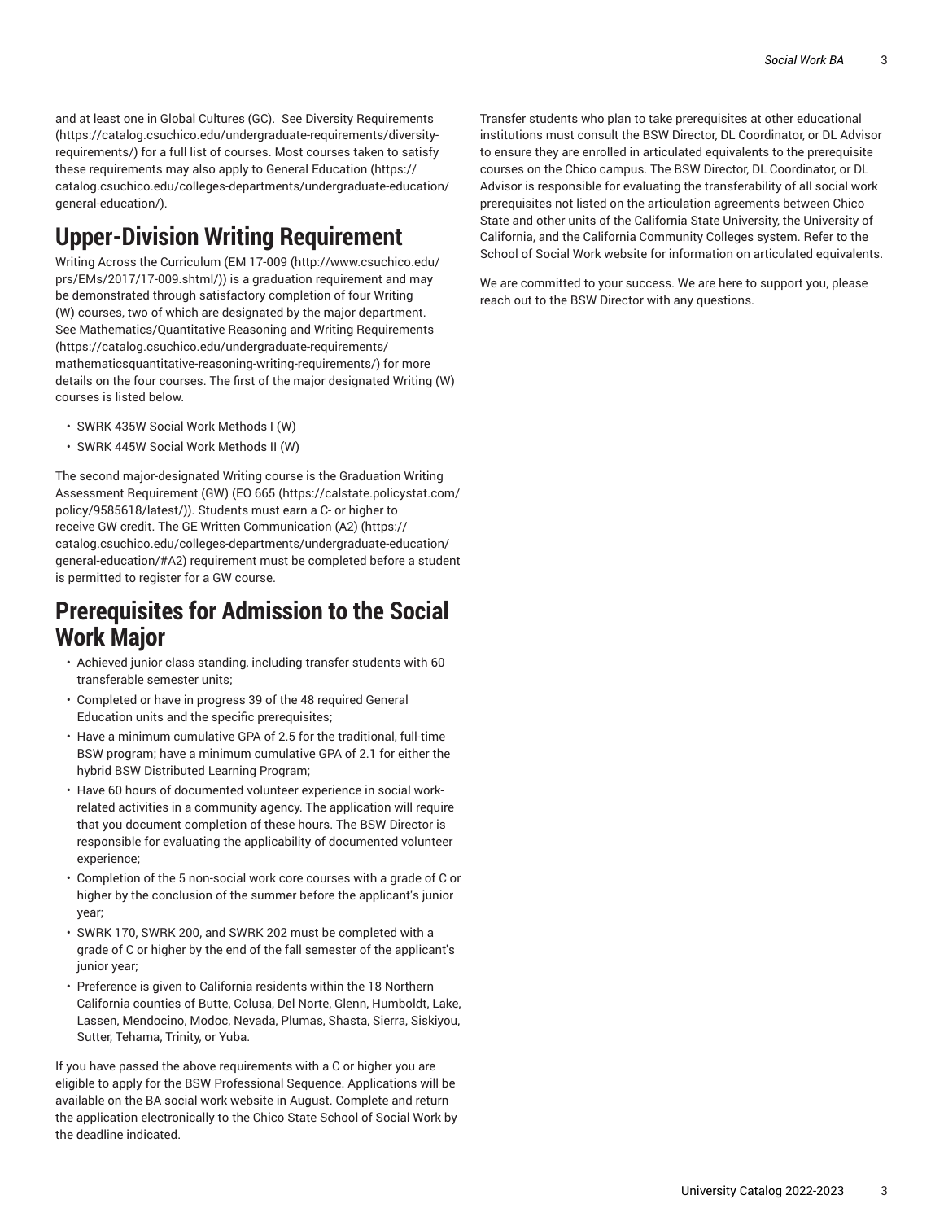and at least one in Global Cultures (GC). See Diversity Requirements (https://catalog.csuchico.edu/undergraduate-requirements/diversity-requirements/) for a full list of courses. Most courses taken to satisfy these requirements may also apply to General Education (https://catalog.csuchico.edu/colleges-departments/undergraduate-education/general-education/).

## Upper-Division Writing Requirement

Writing Across the Curriculum (EM 17-009 (http://www.csuchico.edu/prs/EMs/2017/17-009.shtml/)) is a graduation requirement and may be demonstrated through satisfactory completion of four Writing (W) courses, two of which are designated by the major department. See Mathematics/Quantitative Reasoning and Writing Requirements (https://catalog.csuchico.edu/undergraduate-requirements/mathematicsquantitative-reasoning-writing-requirements/) for more details on the four courses. The first of the major designated Writing (W) courses is listed below.

- SWRK 435W Social Work Methods I (W)
- SWRK 445W Social Work Methods II (W)

The second major-designated Writing course is the Graduation Writing Assessment Requirement (GW) (EO 665 (https://calstate.policystat.com/policy/9585618/latest/)). Students must earn a C- or higher to receive GW credit. The GE Written Communication (A2) (https://catalog.csuchico.edu/colleges-departments/undergraduate-education/general-education/#A2) requirement must be completed before a student is permitted to register for a GW course.

## Prerequisites for Admission to the Social Work Major

- Achieved junior class standing, including transfer students with 60 transferable semester units;
- Completed or have in progress 39 of the 48 required General Education units and the specific prerequisites;
- Have a minimum cumulative GPA of 2.5 for the traditional, full-time BSW program; have a minimum cumulative GPA of 2.1 for either the hybrid BSW Distributed Learning Program;
- Have 60 hours of documented volunteer experience in social work-related activities in a community agency. The application will require that you document completion of these hours. The BSW Director is responsible for evaluating the applicability of documented volunteer experience;
- Completion of the 5 non-social work core courses with a grade of C or higher by the conclusion of the summer before the applicant's junior year;
- SWRK 170, SWRK 200, and SWRK 202 must be completed with a grade of C or higher by the end of the fall semester of the applicant's junior year;
- Preference is given to California residents within the 18 Northern California counties of Butte, Colusa, Del Norte, Glenn, Humboldt, Lake, Lassen, Mendocino, Modoc, Nevada, Plumas, Shasta, Sierra, Siskiyou, Sutter, Tehama, Trinity, or Yuba.

If you have passed the above requirements with a C or higher you are eligible to apply for the BSW Professional Sequence. Applications will be available on the BA social work website in August. Complete and return the application electronically to the Chico State School of Social Work by the deadline indicated.

Transfer students who plan to take prerequisites at other educational institutions must consult the BSW Director, DL Coordinator, or DL Advisor to ensure they are enrolled in articulated equivalents to the prerequisite courses on the Chico campus. The BSW Director, DL Coordinator, or DL Advisor is responsible for evaluating the transferability of all social work prerequisites not listed on the articulation agreements between Chico State and other units of the California State University, the University of California, and the California Community Colleges system. Refer to the School of Social Work website for information on articulated equivalents.

We are committed to your success. We are here to support you, please reach out to the BSW Director with any questions.